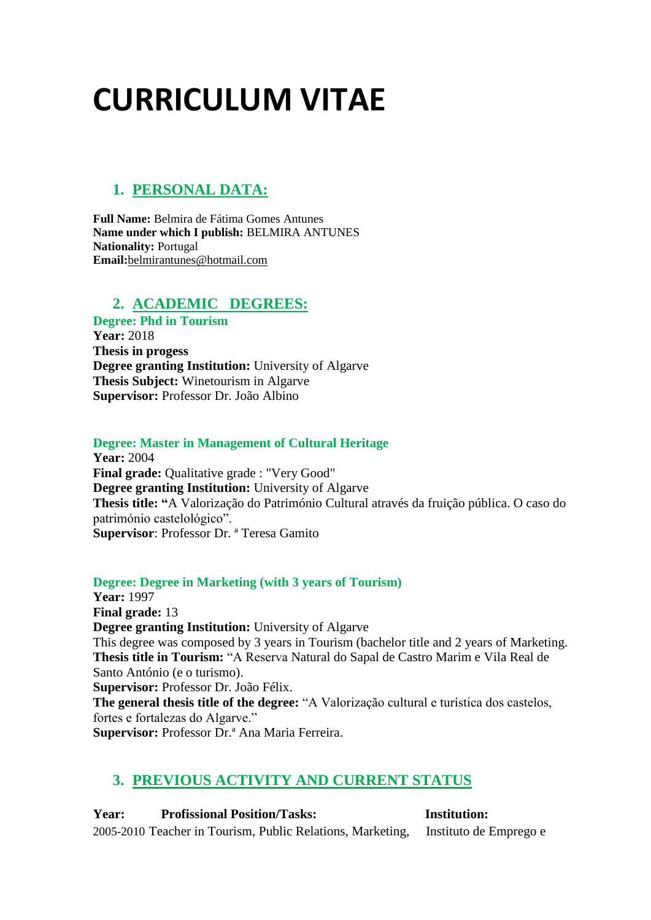# CURRICULUM VITAE

## 1. PERSONAL DATA:

**Full Name:** Belmira de Fátima Gomes Antunes
**Name under which I publish:** BELMIRA ANTUNES
**Nationality:** Portugal
**Email:**belmirantunes@hotmail.com

## 2. ACADEMIC DEGREES:

**Degree: Phd in Tourism**
**Year:** 2018
**Thesis in progess**
**Degree granting Institution:** University of Algarve
**Thesis Subject:** Winetourism in Algarve
**Supervisor:** Professor Dr. João Albino

**Degree: Master in Management of Cultural Heritage**
**Year:** 2004
**Final grade:** Qualitative grade : "Very Good"
**Degree granting Institution:** University of Algarve
**Thesis title: "**A Valorização do Património Cultural através da fruição pública. O caso do património castelológico".
**Supervisor**: Professor Dr. ª Teresa Gamito

**Degree: Degree in Marketing (with 3 years of Tourism)**
**Year:** 1997
**Final grade:** 13
**Degree granting Institution:** University of Algarve
This degree was composed by 3 years in Tourism (bachelor title and 2 years of Marketing.
**Thesis title in Tourism:** "A Reserva Natural do Sapal de Castro Marim e Vila Real de Santo António (e o turismo).
**Supervisor:** Professor Dr. João Félix.
**The general thesis title of the degree:** "A Valorização cultural e turística dos castelos, fortes e fortalezas do Algarve."
**Supervisor:** Professor Dr.ª Ana Maria Ferreira.

## 3. PREVIOUS ACTIVITY AND CURRENT STATUS

| Year: | Profissional Position/Tasks: | Institution: |
|---|---|---|
| 2005-2010 | Teacher in Tourism, Public Relations, Marketing, | Instituto de Emprego e |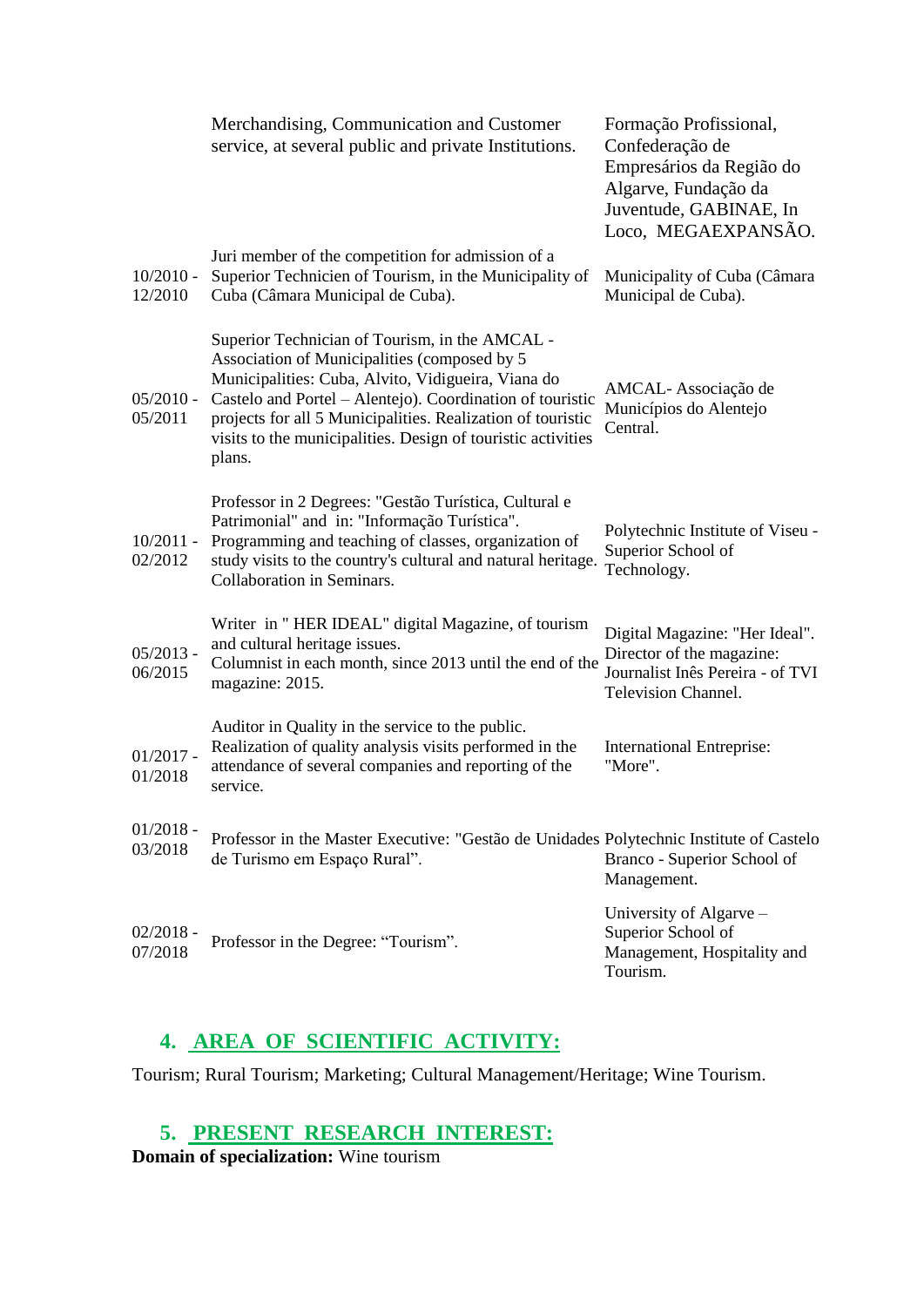| | | |
|---|---|---|
| | Merchandising, Communication and Customer service, at several public and private Institutions. | Formação Profissional, Confederação de Empresários da Região do Algarve, Fundação da Juventude, GABINAE, In Loco, MEGAEXPANSÃO. |
| 10/2010 - 12/2010 | Juri member of the competition for admission of a Superior Technicien of Tourism, in the Municipality of Cuba (Câmara Municipal de Cuba). | Municipality of Cuba (Câmara Municipal de Cuba). |
| 05/2010 - 05/2011 | Superior Technician of Tourism, in the AMCAL - Association of Municipalities (composed by 5 Municipalities: Cuba, Alvito, Vidigueira, Viana do Castelo and Portel – Alentejo). Coordination of touristic projects for all 5 Municipalities. Realization of touristic visits to the municipalities. Design of touristic activities plans. | AMCAL- Associação de Municípios do Alentejo Central. |
| 10/2011 - 02/2012 | Professor in 2 Degrees: "Gestão Turística, Cultural e Patrimonial" and in: "Informação Turística". Programming and teaching of classes, organization of study visits to the country's cultural and natural heritage. Collaboration in Seminars. | Polytechnic Institute of Viseu - Superior School of Technology. |
| 05/2013 - 06/2015 | Writer in " HER IDEAL" digital Magazine, of tourism and cultural heritage issues. Columnist in each month, since 2013 until the end of the magazine: 2015. | Digital Magazine: "Her Ideal". Director of the magazine: Journalist Inês Pereira - of TVI Television Channel. |
| 01/2017 - 01/2018 | Auditor in Quality in the service to the public. Realization of quality analysis visits performed in the attendance of several companies and reporting of the service. | International Entreprise: "More". |
| 01/2018 - 03/2018 | Professor in the Master Executive: "Gestão de Unidades de Turismo em Espaço Rural". | Polytechnic Institute of Castelo Branco - Superior School of Management. |
| 02/2018 - 07/2018 | Professor in the Degree: "Tourism". | University of Algarve – Superior School of Management, Hospitality and Tourism. |

## 4. AREA OF SCIENTIFIC ACTIVITY:

Tourism; Rural Tourism; Marketing; Cultural Management/Heritage; Wine Tourism.

## 5. PRESENT RESEARCH INTEREST:

**Domain of specialization:** Wine tourism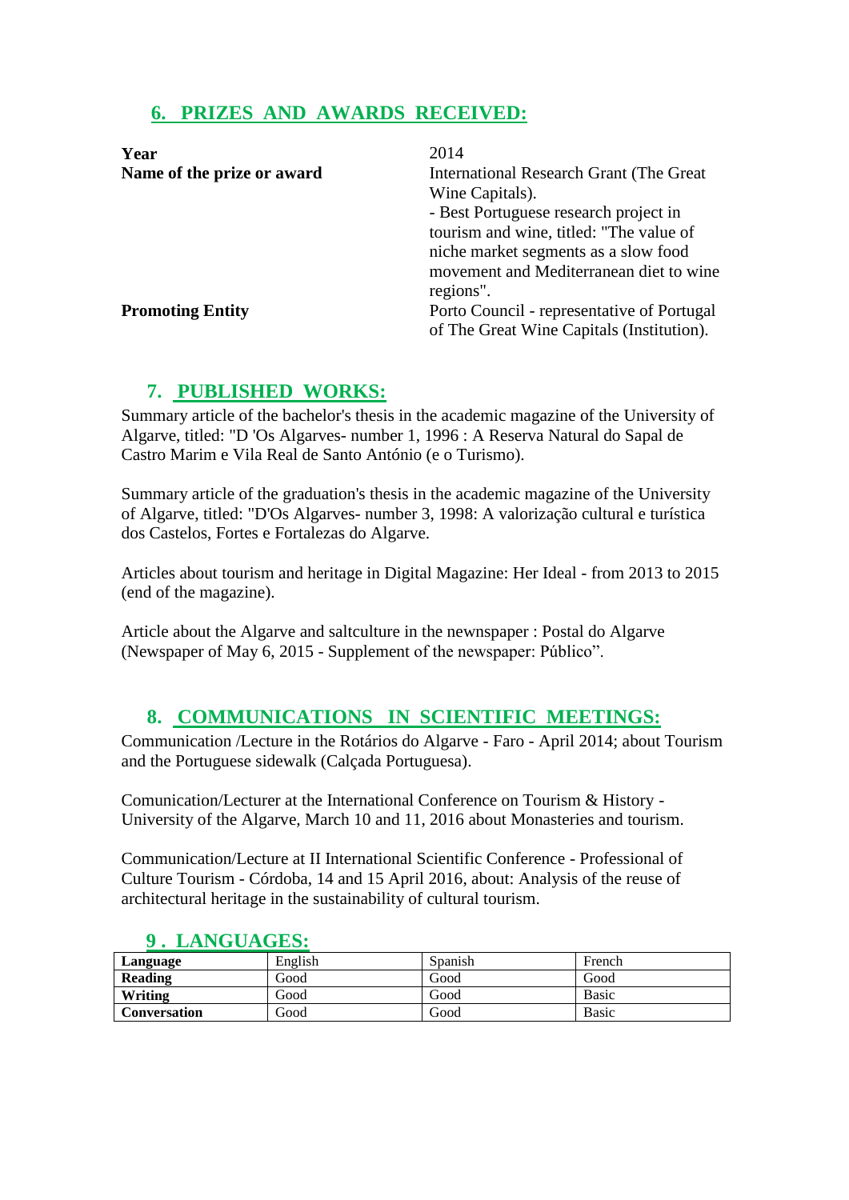## 6. PRIZES AND AWARDS RECEIVED:

| | |
|---|---|
| **Year** | 2014 |
| **Name of the prize or award** | International Research Grant (The Great Wine Capitals). - Best Portuguese research project in tourism and wine, titled: "The value of niche market segments as a slow food movement and Mediterranean diet to wine regions". |
| **Promoting Entity** | Porto Council - representative of Portugal of The Great Wine Capitals (Institution). |

## 7. PUBLISHED WORKS:

Summary article of the bachelor's thesis in the academic magazine of the University of Algarve, titled: "D 'Os Algarves- number 1, 1996 : A Reserva Natural do Sapal de Castro Marim e Vila Real de Santo António (e o Turismo).

Summary article of the graduation's thesis in the academic magazine of the University of Algarve, titled: "D'Os Algarves- number 3, 1998: A valorização cultural e turística dos Castelos, Fortes e Fortalezas do Algarve.

Articles about tourism and heritage in Digital Magazine: Her Ideal - from 2013 to 2015 (end of the magazine).

Article about the Algarve and saltculture in the newnspaper : Postal do Algarve (Newspaper of May 6, 2015 - Supplement of the newspaper: Público".

## 8. COMMUNICATIONS IN SCIENTIFIC MEETINGS:

Communication /Lecture in the Rotários do Algarve - Faro - April 2014; about Tourism and the Portuguese sidewalk (Calçada Portuguesa).

Comunication/Lecturer at the International Conference on Tourism & History - University of the Algarve, March 10 and 11, 2016 about Monasteries and tourism.

Communication/Lecture at II International Scientific Conference - Professional of Culture Tourism - Córdoba, 14 and 15 April 2016, about: Analysis of the reuse of architectural heritage in the sustainability of cultural tourism.

## 9 . LANGUAGES:

| **Language** | English | Spanish | French |
|---|---|---|---|
| **Reading** | Good | Good | Good |
| **Writing** | Good | Good | Basic |
| **Conversation** | Good | Good | Basic |